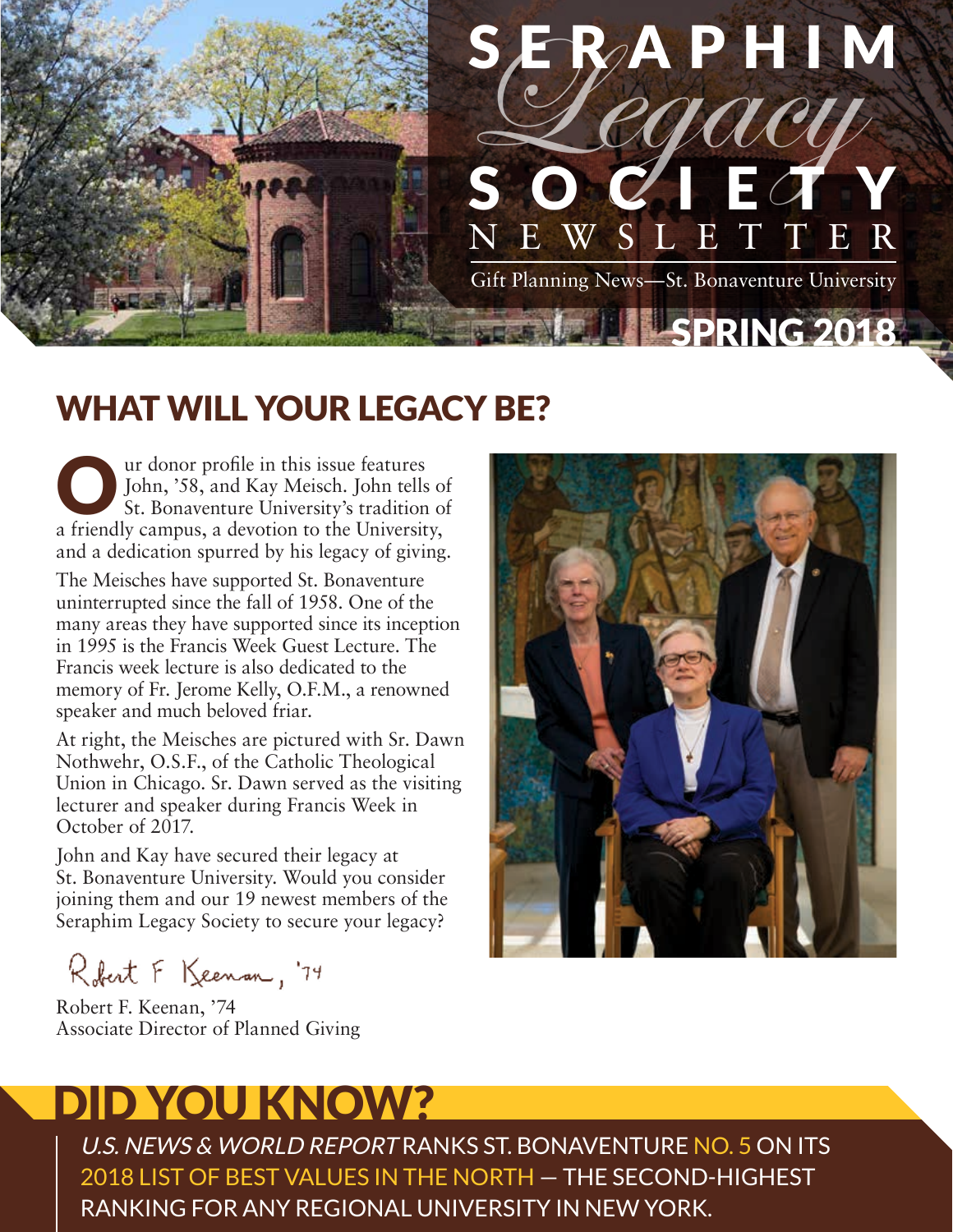# SERAPHIM *Legacy* SOCIETY NEWSLETTER

Gift Planning News—St. Bonaventure University

SPRING 2018

## WHAT WILL YOUR LEGACY BE?

Our donor profile in this issue features John, '58, and Kay Meisch. John tells of St. Bonaventure University's tradition of a friendly campus, a devotion to the University, and a dedication spurred by his legacy of giving.

The Meisches have supported St. Bonaventure uninterrupted since the fall of 1958. One of the many areas they have supported since its inception in 1995 is the Francis Week Guest Lecture. The Francis week lecture is also dedicated to the memory of Fr. Jerome Kelly, O.F.M., a renowned speaker and much beloved friar.

At right, the Meisches are pictured with Sr. Dawn Nothwehr, O.S.F., of the Catholic Theological Union in Chicago. Sr. Dawn served as the visiting lecturer and speaker during Francis Week in October of 2017.

John and Kay have secured their legacy at St. Bonaventure University. Would you consider joining them and our 19 newest members of the Seraphim Legacy Society to secure your legacy?

Robert F. Keenan, '74

Robert F. Keenan, '74
Associate Director of Planned Giving

## DID YOU KNOW?

*U.S. NEWS & WORLD REPORT* RANKS ST. BONAVENTURE NO. 5 ON ITS 2018 LIST OF BEST VALUES IN THE NORTH — THE SECOND-HIGHEST RANKING FOR ANY REGIONAL UNIVERSITY IN NEW YORK.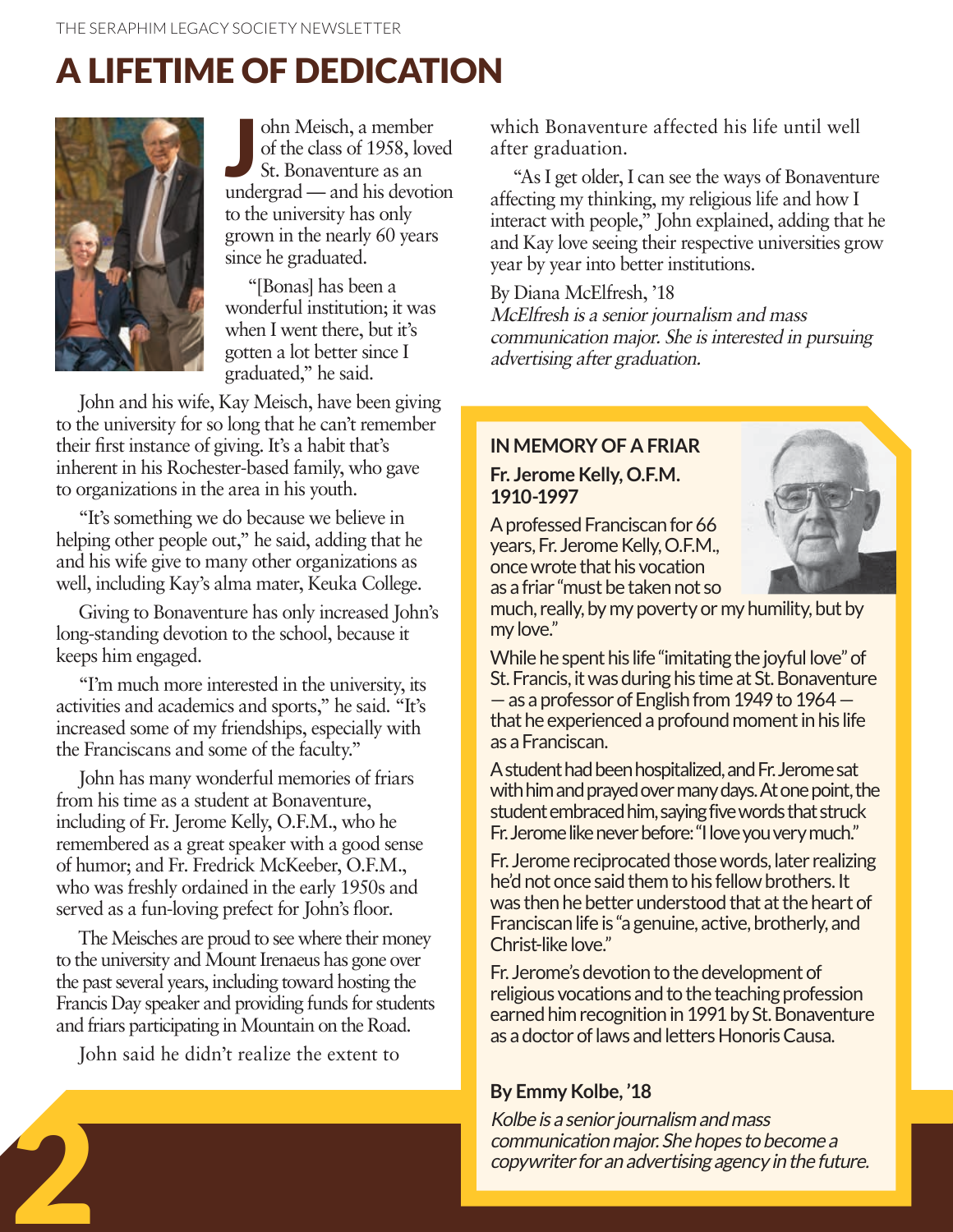# A LIFETIME OF DEDICATION

John Meisch, a member of the class of 1958, loved St. Bonaventure as an undergrad — and his devotion to the university has only grown in the nearly 60 years since he graduated.

"[Bonas] has been a wonderful institution; it was when I went there, but it's gotten a lot better since I graduated," he said.

John and his wife, Kay Meisch, have been giving to the university for so long that he can't remember their first instance of giving. It's a habit that's inherent in his Rochester-based family, who gave to organizations in the area in his youth.

"It's something we do because we believe in helping other people out," he said, adding that he and his wife give to many other organizations as well, including Kay's alma mater, Keuka College.

Giving to Bonaventure has only increased John's long-standing devotion to the school, because it keeps him engaged.

"I'm much more interested in the university, its activities and academics and sports," he said. "It's increased some of my friendships, especially with the Franciscans and some of the faculty."

John has many wonderful memories of friars from his time as a student at Bonaventure, including of Fr. Jerome Kelly, O.F.M., who he remembered as a great speaker with a good sense of humor; and Fr. Fredrick McKeeber, O.F.M., who was freshly ordained in the early 1950s and served as a fun-loving prefect for John's floor.

The Meisches are proud to see where their money to the university and Mount Irenaeus has gone over the past several years, including toward hosting the Francis Day speaker and providing funds for students and friars participating in Mountain on the Road.

John said he didn't realize the extent to which Bonaventure affected his life until well after graduation.

"As I get older, I can see the ways of Bonaventure affecting my thinking, my religious life and how I interact with people," John explained, adding that he and Kay love seeing their respective universities grow year by year into better institutions.

By Diana McElfresh, '18

*McElfresh is a senior journalism and mass communication major. She is interested in pursuing advertising after graduation.*

## IN MEMORY OF A FRIAR

**Fr. Jerome Kelly, O.F.M.**
**1910-1997**

A professed Franciscan for 66 years, Fr. Jerome Kelly, O.F.M., once wrote that his vocation as a friar "must be taken not so much, really, by my poverty or my humility, but by my love."

While he spent his life "imitating the joyful love" of St. Francis, it was during his time at St. Bonaventure — as a professor of English from 1949 to 1964 — that he experienced a profound moment in his life as a Franciscan.

A student had been hospitalized, and Fr. Jerome sat with him and prayed over many days. At one point, the student embraced him, saying five words that struck Fr. Jerome like never before: "I love you very much."

Fr. Jerome reciprocated those words, later realizing he'd not once said them to his fellow brothers. It was then he better understood that at the heart of Franciscan life is "a genuine, active, brotherly, and Christ-like love."

Fr. Jerome's devotion to the development of religious vocations and to the teaching profession earned him recognition in 1991 by St. Bonaventure as a doctor of laws and letters Honoris Causa.

**By Emmy Kolbe, '18**

*Kolbe is a senior journalism and mass communication major. She hopes to become a copywriter for an advertising agency in the future.*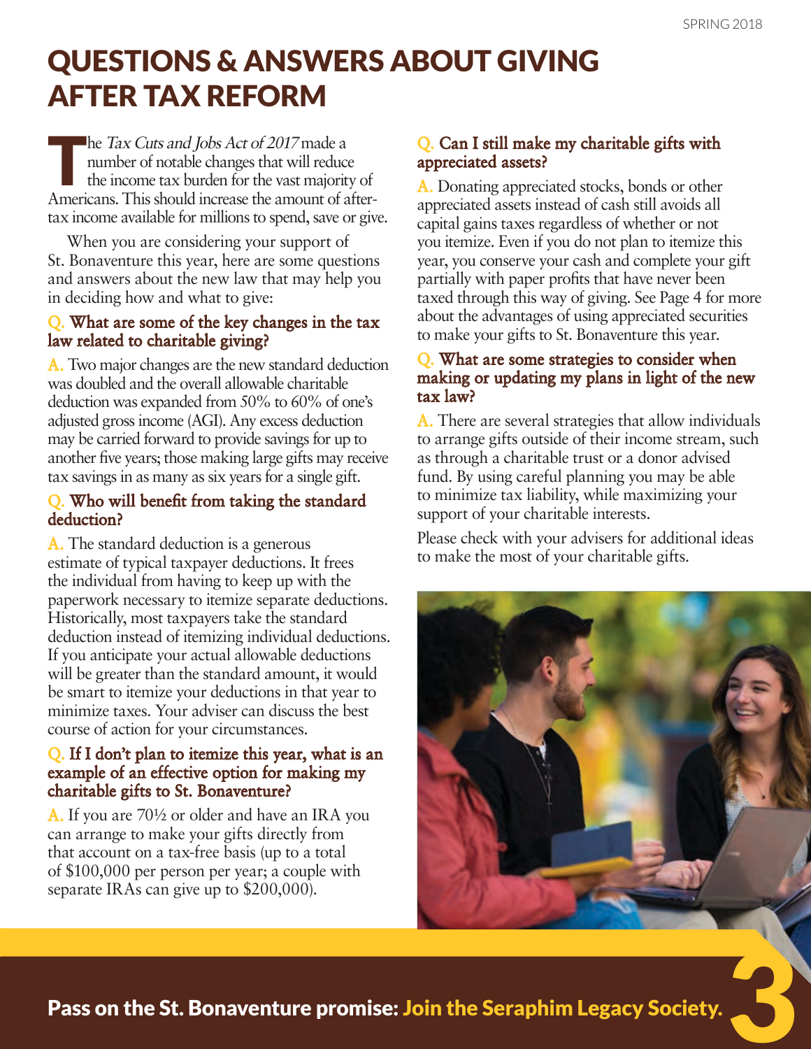# QUESTIONS & ANSWERS ABOUT GIVING AFTER TAX REFORM

The *Tax Cuts and Jobs Act of 2017* made a number of notable changes that will reduce the income tax burden for the vast majority of Americans. This should increase the amount of after-tax income available for millions to spend, save or give.

When you are considering your support of St. Bonaventure this year, here are some questions and answers about the new law that may help you in deciding how and what to give:

### Q. What are some of the key changes in the tax law related to charitable giving?

A. Two major changes are the new standard deduction was doubled and the overall allowable charitable deduction was expanded from 50% to 60% of one's adjusted gross income (AGI). Any excess deduction may be carried forward to provide savings for up to another five years; those making large gifts may receive tax savings in as many as six years for a single gift.

### Q. Who will benefit from taking the standard deduction?

A. The standard deduction is a generous estimate of typical taxpayer deductions. It frees the individual from having to keep up with the paperwork necessary to itemize separate deductions. Historically, most taxpayers take the standard deduction instead of itemizing individual deductions. If you anticipate your actual allowable deductions will be greater than the standard amount, it would be smart to itemize your deductions in that year to minimize taxes. Your adviser can discuss the best course of action for your circumstances.

### Q. If I don't plan to itemize this year, what is an example of an effective option for making my charitable gifts to St. Bonaventure?

A. If you are 70½ or older and have an IRA you can arrange to make your gifts directly from that account on a tax-free basis (up to a total of $100,000 per person per year; a couple with separate IRAs can give up to $200,000).

### Q. Can I still make my charitable gifts with appreciated assets?

A. Donating appreciated stocks, bonds or other appreciated assets instead of cash still avoids all capital gains taxes regardless of whether or not you itemize. Even if you do not plan to itemize this year, you conserve your cash and complete your gift partially with paper profits that have never been taxed through this way of giving. See Page 4 for more about the advantages of using appreciated securities to make your gifts to St. Bonaventure this year.

### Q. What are some strategies to consider when making or updating my plans in light of the new tax law?

A. There are several strategies that allow individuals to arrange gifts outside of their income stream, such as through a charitable trust or a donor advised fund. By using careful planning you may be able to minimize tax liability, while maximizing your support of your charitable interests.

Please check with your advisers for additional ideas to make the most of your charitable gifts.

**Pass on the St. Bonaventure promise: Join the Seraphim Legacy Society.**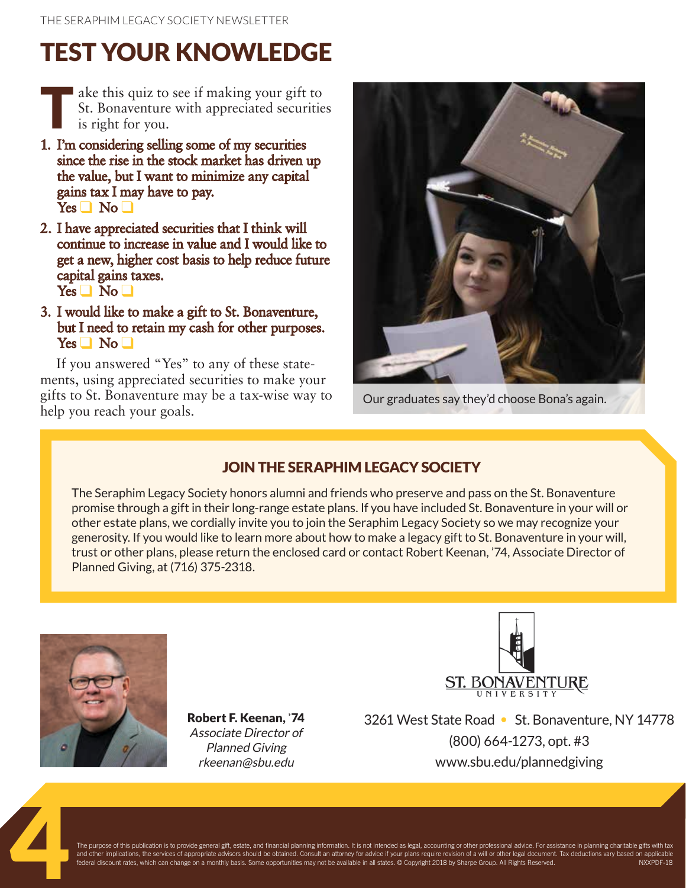# TEST YOUR KNOWLEDGE

Take this quiz to see if making your gift to St. Bonaventure with appreciated securities is right for you.

1. **I'm considering selling some of my securities since the rise in the stock market has driven up the value, but I want to minimize any capital gains tax I may have to pay.**
   Yes ❑ No ❑
2. **I have appreciated securities that I think will continue to increase in value and I would like to get a new, higher cost basis to help reduce future capital gains taxes.**
   Yes ❑ No ❑
3. **I would like to make a gift to St. Bonaventure, but I need to retain my cash for other purposes.**
   Yes ❑ No ❑

If you answered "Yes" to any of these statements, using appreciated securities to make your gifts to St. Bonaventure may be a tax-wise way to help you reach your goals.

Our graduates say they'd choose Bona's again.

## JOIN THE SERAPHIM LEGACY SOCIETY

The Seraphim Legacy Society honors alumni and friends who preserve and pass on the St. Bonaventure promise through a gift in their long-range estate plans. If you have included St. Bonaventure in your will or other estate plans, we cordially invite you to join the Seraphim Legacy Society so we may recognize your generosity. If you would like to learn more about how to make a legacy gift to St. Bonaventure in your will, trust or other plans, please return the enclosed card or contact Robert Keenan, '74, Associate Director of Planned Giving, at (716) 375-2318.

**Robert F. Keenan, '74**
*Associate Director of Planned Giving*
*rkeenan@sbu.edu*

ST. BONAVENTURE UNIVERSITY

3261 West State Road • St. Bonaventure, NY 14778
(800) 664-1273, opt. #3
www.sbu.edu/plannedgiving

The purpose of this publication is to provide general gift, estate, and financial planning information. It is not intended as legal, accounting or other professional advice. For assistance in planning charitable gifts with tax and other implications, the services of appropriate advisors should be obtained. Consult an attorney for advice if your plans require revision of a will or other legal document. Tax deductions vary based on applicable federal discount rates, which can change on a monthly basis. Some opportunities may not be available in all states. © Copyright 2018 by Sharpe Group. All Rights Reserved. NXXPDF-18